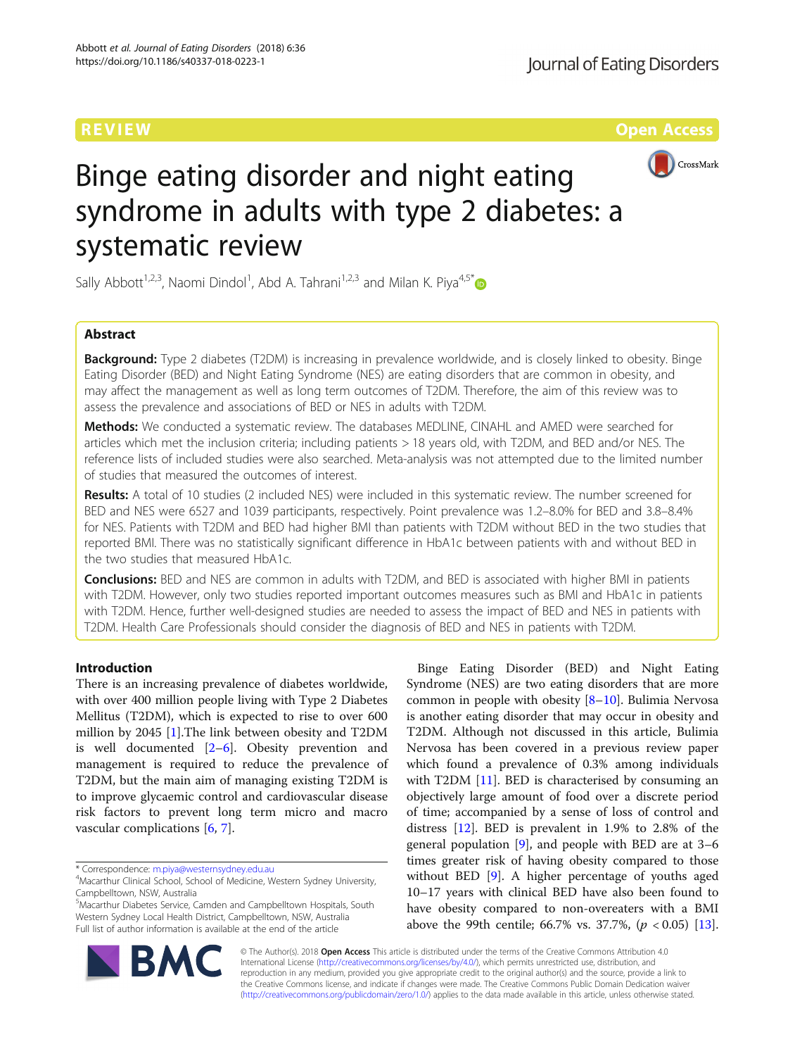REVIEW

Open Access

# Binge eating disorder and night eating syndrome in adults with type 2 diabetes: a systematic review

Sally Abbott[1,2,3], Naomi Dindol[1], Abd A. Tahrani[1,2,3] and Milan K. Piya[4,5*]

## Abstract

**Background:** Type 2 diabetes (T2DM) is increasing in prevalence worldwide, and is closely linked to obesity. Binge Eating Disorder (BED) and Night Eating Syndrome (NES) are eating disorders that are common in obesity, and may affect the management as well as long term outcomes of T2DM. Therefore, the aim of this review was to assess the prevalence and associations of BED or NES in adults with T2DM.

**Methods:** We conducted a systematic review. The databases MEDLINE, CINAHL and AMED were searched for articles which met the inclusion criteria; including patients > 18 years old, with T2DM, and BED and/or NES. The reference lists of included studies were also searched. Meta-analysis was not attempted due to the limited number of studies that measured the outcomes of interest.

**Results:** A total of 10 studies (2 included NES) were included in this systematic review. The number screened for BED and NES were 6527 and 1039 participants, respectively. Point prevalence was 1.2–8.0% for BED and 3.8–8.4% for NES. Patients with T2DM and BED had higher BMI than patients with T2DM without BED in the two studies that reported BMI. There was no statistically significant difference in HbA1c between patients with and without BED in the two studies that measured HbA1c.

**Conclusions:** BED and NES are common in adults with T2DM, and BED is associated with higher BMI in patients with T2DM. However, only two studies reported important outcomes measures such as BMI and HbA1c in patients with T2DM. Hence, further well-designed studies are needed to assess the impact of BED and NES in patients with T2DM. Health Care Professionals should consider the diagnosis of BED and NES in patients with T2DM.

## Introduction

There is an increasing prevalence of diabetes worldwide, with over 400 million people living with Type 2 Diabetes Mellitus (T2DM), which is expected to rise to over 600 million by 2045 [1].The link between obesity and T2DM is well documented [2–6]. Obesity prevention and management is required to reduce the prevalence of T2DM, but the main aim of managing existing T2DM is to improve glycaemic control and cardiovascular disease risk factors to prevent long term micro and macro vascular complications [6, 7].

Binge Eating Disorder (BED) and Night Eating Syndrome (NES) are two eating disorders that are more common in people with obesity [8–10]. Bulimia Nervosa is another eating disorder that may occur in obesity and T2DM. Although not discussed in this article, Bulimia Nervosa has been covered in a previous review paper which found a prevalence of 0.3% among individuals with T2DM [11]. BED is characterised by consuming an objectively large amount of food over a discrete period of time; accompanied by a sense of loss of control and distress [12]. BED is prevalent in 1.9% to 2.8% of the general population [9], and people with BED are at 3–6 times greater risk of having obesity compared to those without BED [9]. A higher percentage of youths aged 10–17 years with clinical BED have also been found to have obesity compared to non-overeaters with a BMI above the 99th centile; 66.7% vs. 37.7%, ($p < 0.05$) [13].

* Correspondence: m.piya@westernsydney.edu.au
[4]Macarthur Clinical School, School of Medicine, Western Sydney University, Campbelltown, NSW, Australia
[5]Macarthur Diabetes Service, Camden and Campbelltown Hospitals, South Western Sydney Local Health District, Campbelltown, NSW, Australia
Full list of author information is available at the end of the article

© The Author(s). 2018 **Open Access** This article is distributed under the terms of the Creative Commons Attribution 4.0 International License (http://creativecommons.org/licenses/by/4.0/), which permits unrestricted use, distribution, and reproduction in any medium, provided you give appropriate credit to the original author(s) and the source, provide a link to the Creative Commons license, and indicate if changes were made. The Creative Commons Public Domain Dedication waiver (http://creativecommons.org/publicdomain/zero/1.0/) applies to the data made available in this article, unless otherwise stated.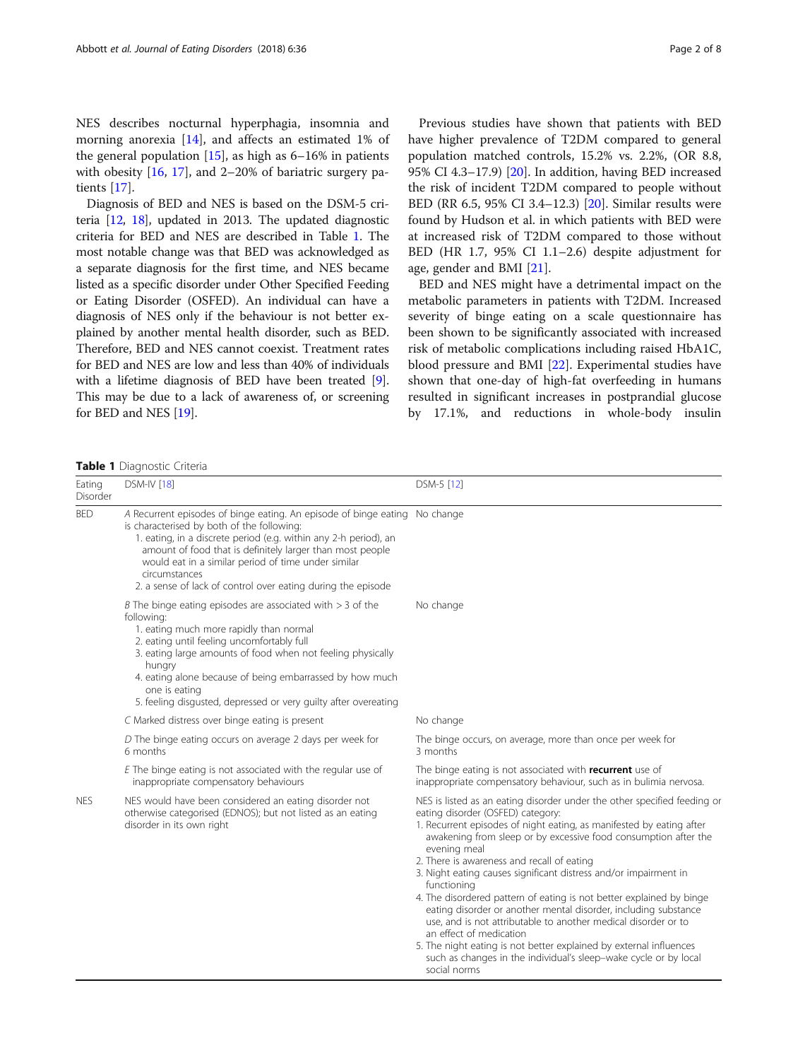NES describes nocturnal hyperphagia, insomnia and morning anorexia [14], and affects an estimated 1% of the general population [15], as high as 6–16% in patients with obesity [16, 17], and 2–20% of bariatric surgery patients [17].

Diagnosis of BED and NES is based on the DSM-5 criteria [12, 18], updated in 2013. The updated diagnostic criteria for BED and NES are described in Table 1. The most notable change was that BED was acknowledged as a separate diagnosis for the first time, and NES became listed as a specific disorder under Other Specified Feeding or Eating Disorder (OSFED). An individual can have a diagnosis of NES only if the behaviour is not better explained by another mental health disorder, such as BED. Therefore, BED and NES cannot coexist. Treatment rates for BED and NES are low and less than 40% of individuals with a lifetime diagnosis of BED have been treated [9]. This may be due to a lack of awareness of, or screening for BED and NES [19].

Previous studies have shown that patients with BED have higher prevalence of T2DM compared to general population matched controls, 15.2% vs. 2.2%, (OR 8.8, 95% CI 4.3–17.9) [20]. In addition, having BED increased the risk of incident T2DM compared to people without BED (RR 6.5, 95% CI 3.4–12.3) [20]. Similar results were found by Hudson et al. in which patients with BED were at increased risk of T2DM compared to those without BED (HR 1.7, 95% CI 1.1–2.6) despite adjustment for age, gender and BMI [21].

BED and NES might have a detrimental impact on the metabolic parameters in patients with T2DM. Increased severity of binge eating on a scale questionnaire has been shown to be significantly associated with increased risk of metabolic complications including raised HbA1C, blood pressure and BMI [22]. Experimental studies have shown that one-day of high-fat overfeeding in humans resulted in significant increases in postprandial glucose by 17.1%, and reductions in whole-body insulin

**Table 1** Diagnostic Criteria

| Eating Disorder | DSM-IV [18] | DSM-5 [12] |
| --- | --- | --- |
| BED | *A* Recurrent episodes of binge eating. An episode of binge eating is characterised by both of the following:<br>1. eating, in a discrete period (e.g. within any 2-h period), an amount of food that is definitely larger than most people would eat in a similar period of time under similar circumstances<br>2. a sense of lack of control over eating during the episode | No change |
| | *B* The binge eating episodes are associated with > 3 of the following:<br>1. eating much more rapidly than normal<br>2. eating until feeling uncomfortably full<br>3. eating large amounts of food when not feeling physically hungry<br>4. eating alone because of being embarrassed by how much one is eating<br>5. feeling disgusted, depressed or very guilty after overeating | No change |
| | *C* Marked distress over binge eating is present | No change |
| | *D* The binge eating occurs on average 2 days per week for 6 months | The binge occurs, on average, more than once per week for 3 months |
| | *E* The binge eating is not associated with the regular use of inappropriate compensatory behaviours | The binge eating is not associated with **recurrent** use of inappropriate compensatory behaviour, such as in bulimia nervosa. |
| NES | NES would have been considered an eating disorder not otherwise categorised (EDNOS); but not listed as an eating disorder in its own right | NES is listed as an eating disorder under the other specified feeding or eating disorder (OSFED) category:<br>1. Recurrent episodes of night eating, as manifested by eating after awakening from sleep or by excessive food consumption after the evening meal<br>2. There is awareness and recall of eating<br>3. Night eating causes significant distress and/or impairment in functioning<br>4. The disordered pattern of eating is not better explained by binge eating disorder or another mental disorder, including substance use, and is not attributable to another medical disorder or to an effect of medication<br>5. The night eating is not better explained by external influences such as changes in the individual's sleep–wake cycle or by local social norms |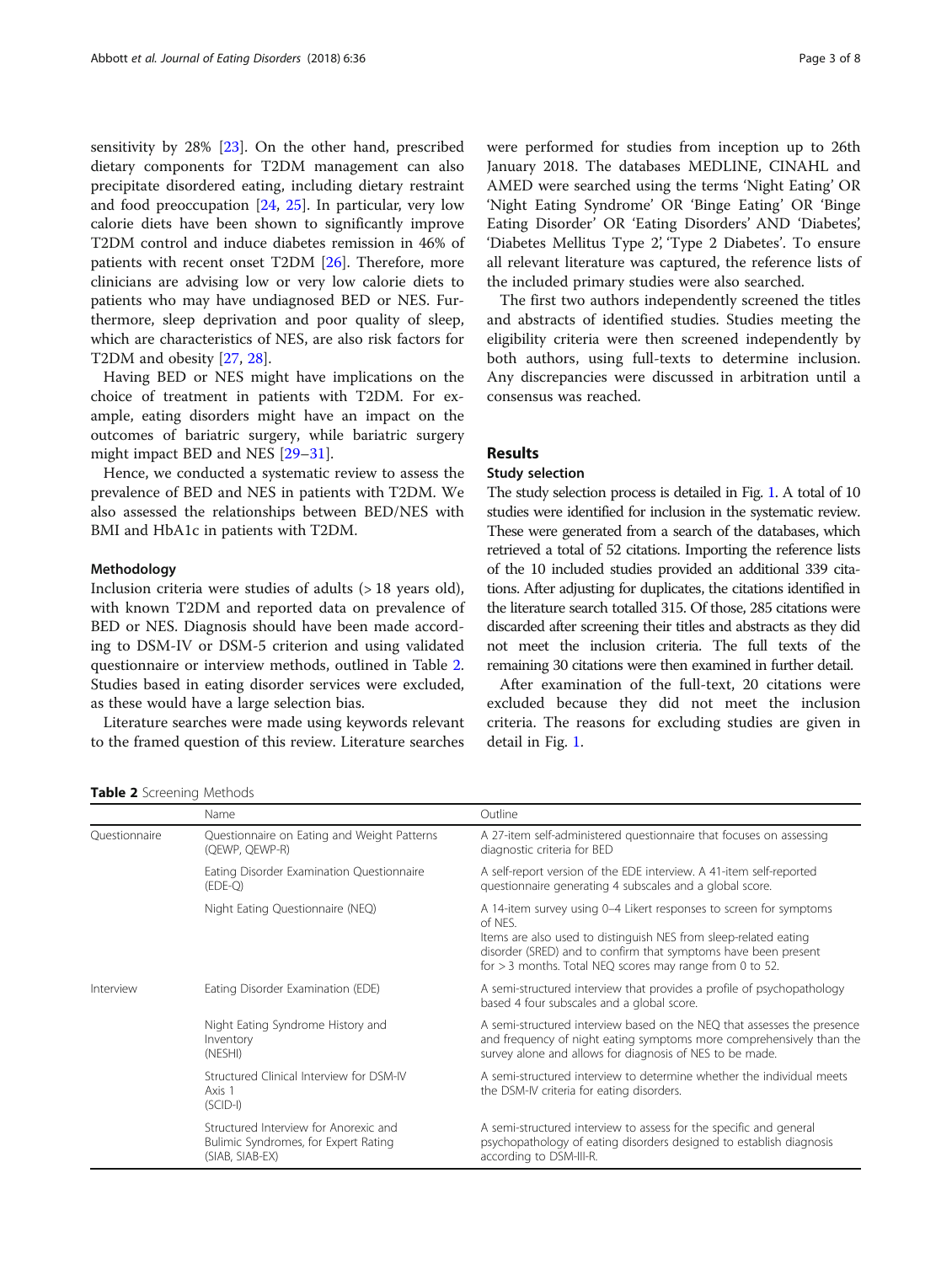sensitivity by 28% [23]. On the other hand, prescribed dietary components for T2DM management can also precipitate disordered eating, including dietary restraint and food preoccupation [24, 25]. In particular, very low calorie diets have been shown to significantly improve T2DM control and induce diabetes remission in 46% of patients with recent onset T2DM [26]. Therefore, more clinicians are advising low or very low calorie diets to patients who may have undiagnosed BED or NES. Furthermore, sleep deprivation and poor quality of sleep, which are characteristics of NES, are also risk factors for T2DM and obesity [27, 28].

Having BED or NES might have implications on the choice of treatment in patients with T2DM. For example, eating disorders might have an impact on the outcomes of bariatric surgery, while bariatric surgery might impact BED and NES [29–31].

Hence, we conducted a systematic review to assess the prevalence of BED and NES in patients with T2DM. We also assessed the relationships between BED/NES with BMI and HbA1c in patients with T2DM.

## Methodology

Inclusion criteria were studies of adults (> 18 years old), with known T2DM and reported data on prevalence of BED or NES. Diagnosis should have been made according to DSM-IV or DSM-5 criterion and using validated questionnaire or interview methods, outlined in Table 2. Studies based in eating disorder services were excluded, as these would have a large selection bias.

Literature searches were made using keywords relevant to the framed question of this review. Literature searches were performed for studies from inception up to 26th January 2018. The databases MEDLINE, CINAHL and AMED were searched using the terms 'Night Eating' OR 'Night Eating Syndrome' OR 'Binge Eating' OR 'Binge Eating Disorder' OR 'Eating Disorders' AND 'Diabetes', 'Diabetes Mellitus Type 2', 'Type 2 Diabetes'. To ensure all relevant literature was captured, the reference lists of the included primary studies were also searched.

The first two authors independently screened the titles and abstracts of identified studies. Studies meeting the eligibility criteria were then screened independently by both authors, using full-texts to determine inclusion. Any discrepancies were discussed in arbitration until a consensus was reached.

## Results

### Study selection

The study selection process is detailed in Fig. 1. A total of 10 studies were identified for inclusion in the systematic review. These were generated from a search of the databases, which retrieved a total of 52 citations. Importing the reference lists of the 10 included studies provided an additional 339 citations. After adjusting for duplicates, the citations identified in the literature search totalled 315. Of those, 285 citations were discarded after screening their titles and abstracts as they did not meet the inclusion criteria. The full texts of the remaining 30 citations were then examined in further detail.

After examination of the full-text, 20 citations were excluded because they did not meet the inclusion criteria. The reasons for excluding studies are given in detail in Fig. 1.

**Table 2** Screening Methods

| | Name | Outline |
|---|---|---|
| Questionnaire | Questionnaire on Eating and Weight Patterns (QEWP, QEWP-R) | A 27-item self-administered questionnaire that focuses on assessing diagnostic criteria for BED |
| | Eating Disorder Examination Questionnaire (EDE-Q) | A self-report version of the EDE interview. A 41-item self-reported questionnaire generating 4 subscales and a global score. |
| | Night Eating Questionnaire (NEQ) | A 14-item survey using 0–4 Likert responses to screen for symptoms of NES. Items are also used to distinguish NES from sleep-related eating disorder (SRED) and to confirm that symptoms have been present for > 3 months. Total NEQ scores may range from 0 to 52. |
| Interview | Eating Disorder Examination (EDE) | A semi-structured interview that provides a profile of psychopathology based 4 four subscales and a global score. |
| | Night Eating Syndrome History and Inventory (NESHI) | A semi-structured interview based on the NEQ that assesses the presence and frequency of night eating symptoms more comprehensively than the survey alone and allows for diagnosis of NES to be made. |
| | Structured Clinical Interview for DSM-IV Axis 1 (SCID-I) | A semi-structured interview to determine whether the individual meets the DSM-IV criteria for eating disorders. |
| | Structured Interview for Anorexic and Bulimic Syndromes, for Expert Rating (SIAB, SIAB-EX) | A semi-structured interview to assess for the specific and general psychopathology of eating disorders designed to establish diagnosis according to DSM-III-R. |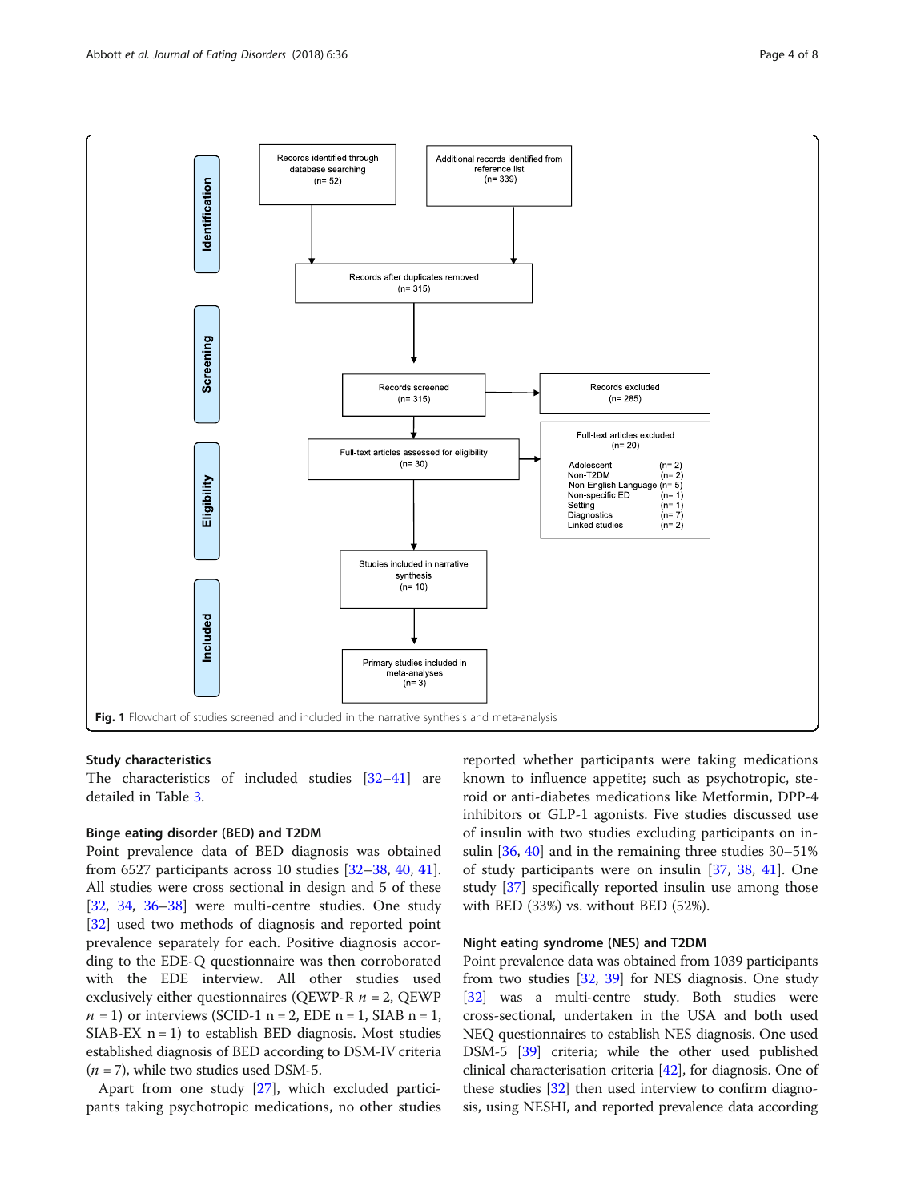**Identification**

Records identified through database searching (n= 52)

Additional records identified from reference list (n= 339)

Records after duplicates removed (n= 315)

**Screening**

Records screened (n= 315)

Records excluded (n= 285)

**Eligibility**

Full-text articles assessed for eligibility (n= 30)

Full-text articles excluded (n= 20)

| Reason | n |
| --- | --- |
| Adolescent | (n= 2) |
| Non-T2DM | (n= 2) |
| Non-English Language | (n= 5) |
| Non-specific ED | (n= 1) |
| Setting | (n= 1) |
| Diagnostics | (n= 7) |
| Linked studies | (n= 2) |

**Included**

Studies included in narrative synthesis (n= 10)

Primary studies included in meta-analyses (n= 3)

**Fig. 1** Flowchart of studies screened and included in the narrative synthesis and meta-analysis

### Study characteristics

The characteristics of included studies [32–41] are detailed in Table 3.

#### Binge eating disorder (BED) and T2DM

Point prevalence data of BED diagnosis was obtained from 6527 participants across 10 studies [32–38, 40, 41]. All studies were cross sectional in design and 5 of these [32, 34, 36–38] were multi-centre studies. One study [32] used two methods of diagnosis and reported point prevalence separately for each. Positive diagnosis according to the EDE-Q questionnaire was then corroborated with the EDE interview. All other studies used exclusively either questionnaires (QEWP-R $n$ = 2, QEWP $n$ = 1) or interviews (SCID-1 n = 2, EDE n = 1, SIAB n = 1, SIAB-EX n = 1) to establish BED diagnosis. Most studies established diagnosis of BED according to DSM-IV criteria ($n$ = 7), while two studies used DSM-5.

Apart from one study [27], which excluded participants taking psychotropic medications, no other studies reported whether participants were taking medications known to influence appetite; such as psychotropic, steroid or anti-diabetes medications like Metformin, DPP-4 inhibitors or GLP-1 agonists. Five studies discussed use of insulin with two studies excluding participants on insulin [36, 40] and in the remaining three studies 30–51% of study participants were on insulin [37, 38, 41]. One study [37] specifically reported insulin use among those with BED (33%) vs. without BED (52%).

#### Night eating syndrome (NES) and T2DM

Point prevalence data was obtained from 1039 participants from two studies [32, 39] for NES diagnosis. One study [32] was a multi-centre study. Both studies were cross-sectional, undertaken in the USA and both used NEQ questionnaires to establish NES diagnosis. One used DSM-5 [39] criteria; while the other used published clinical characterisation criteria [42], for diagnosis. One of these studies [32] then used interview to confirm diagnosis, using NESHI, and reported prevalence data according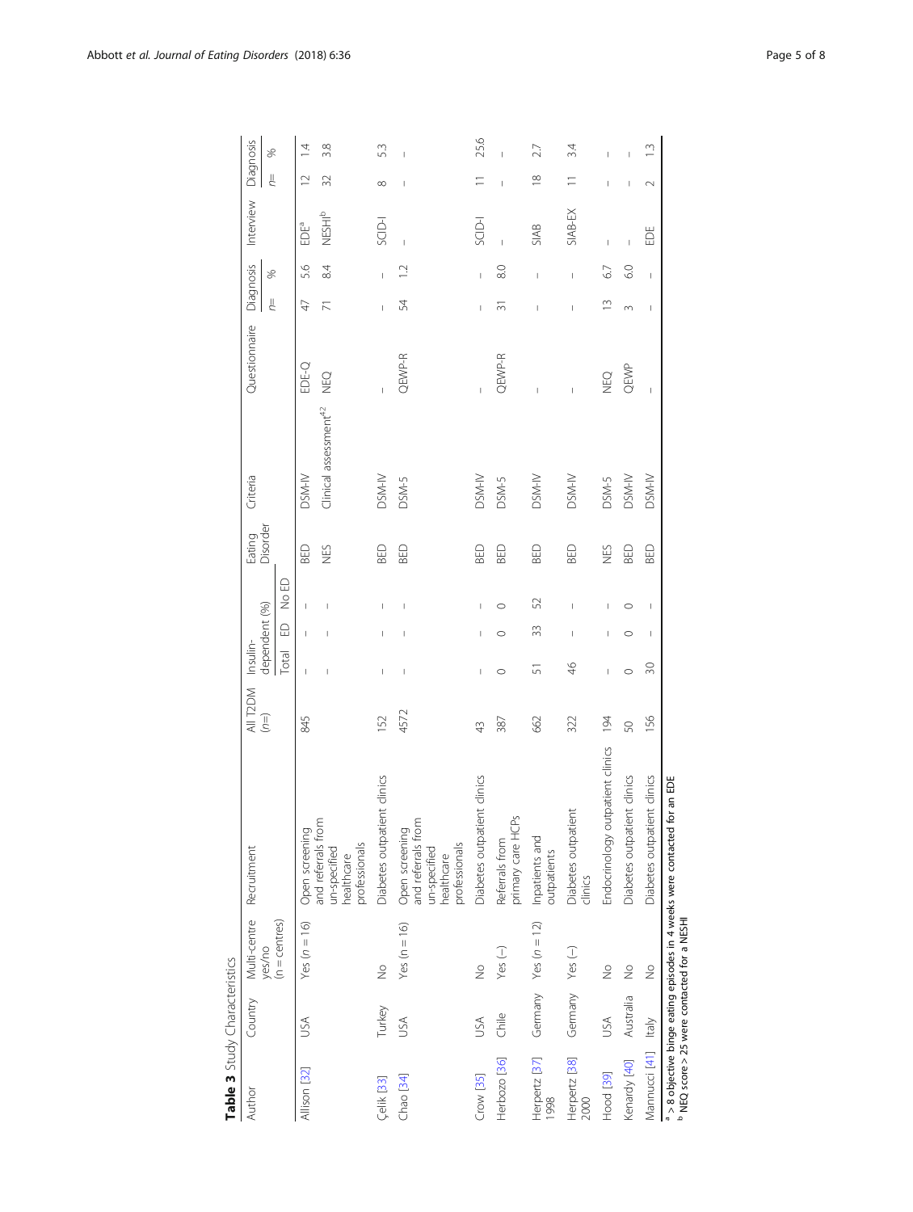**Table 3** Study Characteristics

| Author | Country | Multi-centre yes/no (n = centres) | Recruitment | All T2DM (n=) | Insulin-dependent (%) | | | Eating Disorder | Criteria | Questionnaire | Diagnosis | | Interview | Diagnosis | |
|---|---|---|---|---|---|---|---|---|---|---|---|---|---|---|---|
| | | | | | Total | ED | No ED | | | | n= | % | | n= | % |
| Allison [32] | USA | Yes (n = 16) | Open screening and referrals from un-specified healthcare professionals | 845 | – | – | – | BED | DSM-IV | EDE-Q | 47 | 5.6 | EDE[a] | 12 | 1.4 |
| | | | | | – | – | – | NES | Clinical assessment[42] | NEQ | 71 | 8.4 | NESHI[b] | 32 | 3.8 |
| Çelik [33] | Turkey | No | Diabetes outpatient clinics | 152 | – | – | – | BED | DSM-IV | – | – | – | SCID-I | 8 | 5.3 |
| Chao [34] | USA | Yes (n = 16) | Open screening and referrals from un-specified healthcare professionals | 4572 | – | – | – | BED | DSM-5 | QEWP-R | 54 | 1.2 | – | – | – |
| Crow [35] | USA | No | Diabetes outpatient clinics | 43 | – | – | – | BED | DSM-IV | – | – | – | SCID-I | 11 | 25.6 |
| Herbozo [36] | Chile | Yes (–) | Referrals from primary care HCPs | 387 | 0 | 0 | 0 | BED | DSM-5 | QEWP-R | 31 | 8.0 | – | – | – |
| Herpertz [37] 1998 | Germany | Yes (n = 12) | Inpatients and outpatients | 662 | 51 | 33 | 52 | BED | DSM-IV | – | – | – | SIAB | 18 | 2.7 |
| Herpertz [38] 2000 | Germany | Yes (–) | Diabetes outpatient clinics | 322 | 46 | – | – | BED | DSM-IV | – | – | – | SIAB-EX | 11 | 3.4 |
| Hood [39] | USA | No | Endocrinology outpatient clinics | 194 | – | – | – | NES | DSM-5 | NEQ | 13 | 6.7 | – | – | – |
| Kenardy [40] | Australia | No | Diabetes outpatient clinics | 50 | 0 | 0 | 0 | BED | DSM-IV | QEWP | 3 | 6.0 | – | – | – |
| Mannucci [41] | Italy | No | Diabetes outpatient clinics | 156 | 30 | – | – | BED | DSM-IV | – | – | – | EDE | 2 | 1.3 |

[a] > 8 objective binge eating episodes in 4 weeks were contacted for an EDE
[b] NEQ score > 25 were contacted for a NESHI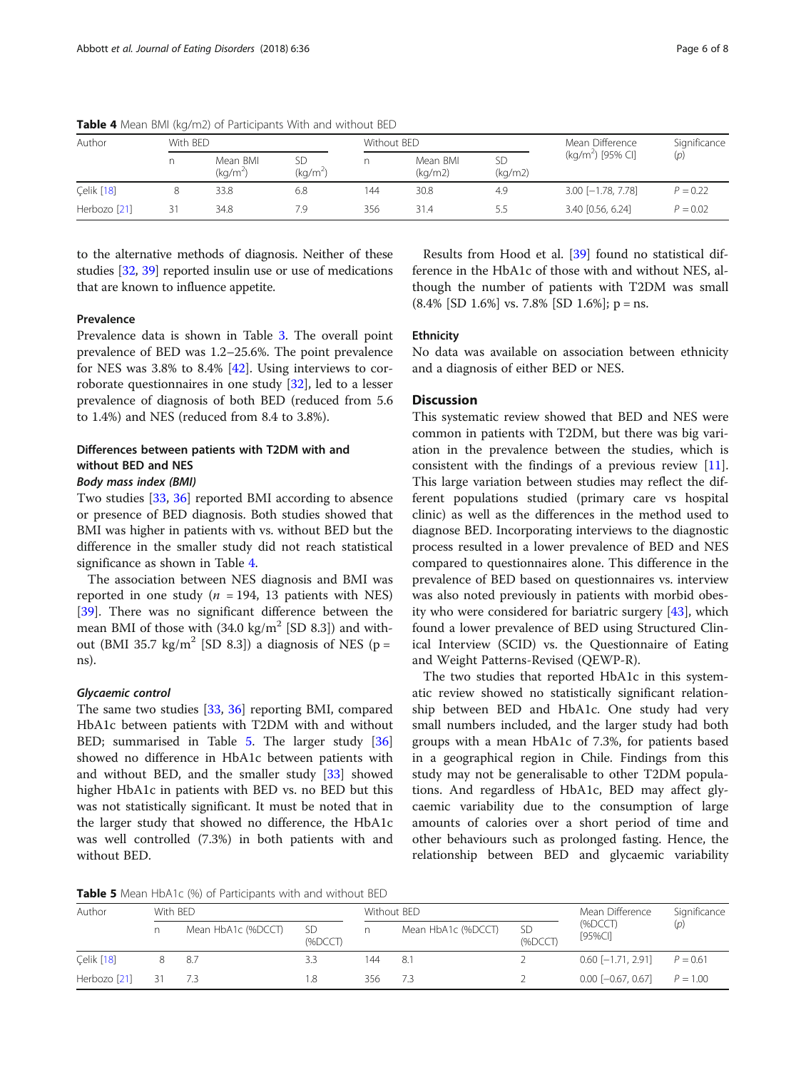**Table 4** Mean BMI (kg/m2) of Participants With and without BED

| Author | With BED | | | Without BED | | | Mean Difference ($kg/m^2$) [95% CI] | Significance (p) |
|---|---|---|---|---|---|---|---|---|
| | n | Mean BMI ($kg/m^2$) | SD ($kg/m^2$) | n | Mean BMI (kg/m2) | SD (kg/m2) | | |
| Çelik [18] | 8 | 33.8 | 6.8 | 144 | 30.8 | 4.9 | 3.00 [−1.78, 7.78] | $P = 0.22$ |
| Herbozo [21] | 31 | 34.8 | 7.9 | 356 | 31.4 | 5.5 | 3.40 [0.56, 6.24] | $P = 0.02$ |

to the alternative methods of diagnosis. Neither of these studies [32, 39] reported insulin use or use of medications that are known to influence appetite.

### Prevalence

Prevalence data is shown in Table 3. The overall point prevalence of BED was 1.2–25.6%. The point prevalence for NES was 3.8% to 8.4% [42]. Using interviews to corroborate questionnaires in one study [32], led to a lesser prevalence of diagnosis of both BED (reduced from 5.6 to 1.4%) and NES (reduced from 8.4 to 3.8%).

### Differences between patients with T2DM with and without BED and NES

#### *Body mass index (BMI)*

Two studies [33, 36] reported BMI according to absence or presence of BED diagnosis. Both studies showed that BMI was higher in patients with vs. without BED but the difference in the smaller study did not reach statistical significance as shown in Table 4.

The association between NES diagnosis and BMI was reported in one study ($n = 194$, 13 patients with NES) [39]. There was no significant difference between the mean BMI of those with (34.0 $kg/m^2$ [SD 8.3]) and without (BMI 35.7 $kg/m^2$ [SD 8.3]) a diagnosis of NES (p = ns).

#### *Glycaemic control*

The same two studies [33, 36] reporting BMI, compared HbA1c between patients with T2DM with and without BED; summarised in Table 5. The larger study [36] showed no difference in HbA1c between patients with and without BED, and the smaller study [33] showed higher HbA1c in patients with BED vs. no BED but this was not statistically significant. It must be noted that in the larger study that showed no difference, the HbA1c was well controlled (7.3%) in both patients with and without BED.

Results from Hood et al. [39] found no statistical difference in the HbA1c of those with and without NES, although the number of patients with T2DM was small (8.4% [SD 1.6%] vs. 7.8% [SD 1.6%]; p = ns.

### Ethnicity

No data was available on association between ethnicity and a diagnosis of either BED or NES.

## Discussion

This systematic review showed that BED and NES were common in patients with T2DM, but there was big variation in the prevalence between the studies, which is consistent with the findings of a previous review [11]. This large variation between studies may reflect the different populations studied (primary care vs hospital clinic) as well as the differences in the method used to diagnose BED. Incorporating interviews to the diagnostic process resulted in a lower prevalence of BED and NES compared to questionnaires alone. This difference in the prevalence of BED based on questionnaires vs. interview was also noted previously in patients with morbid obesity who were considered for bariatric surgery [43], which found a lower prevalence of BED using Structured Clinical Interview (SCID) vs. the Questionnaire of Eating and Weight Patterns-Revised (QEWP-R).

The two studies that reported HbA1c in this systematic review showed no statistically significant relationship between BED and HbA1c. One study had very small numbers included, and the larger study had both groups with a mean HbA1c of 7.3%, for patients based in a geographical region in Chile. Findings from this study may not be generalisable to other T2DM populations. And regardless of HbA1c, BED may affect glycaemic variability due to the consumption of large amounts of calories over a short period of time and other behaviours such as prolonged fasting. Hence, the relationship between BED and glycaemic variability

**Table 5** Mean HbA1c (%) of Participants with and without BED

| Author | With BED | | | Without BED | | | Mean Difference (%DCCT) [95%CI] | Significance (p) |
|---|---|---|---|---|---|---|---|---|
| | n | Mean HbA1c (%DCCT) | SD (%DCCT) | n | Mean HbA1c (%DCCT) | SD (%DCCT) | | |
| Çelik [18] | 8 | 8.7 | 3.3 | 144 | 8.1 | 2 | 0.60 [−1.71, 2.91] | $P = 0.61$ |
| Herbozo [21] | 31 | 7.3 | 1.8 | 356 | 7.3 | 2 | 0.00 [−0.67, 0.67] | $P = 1.00$ |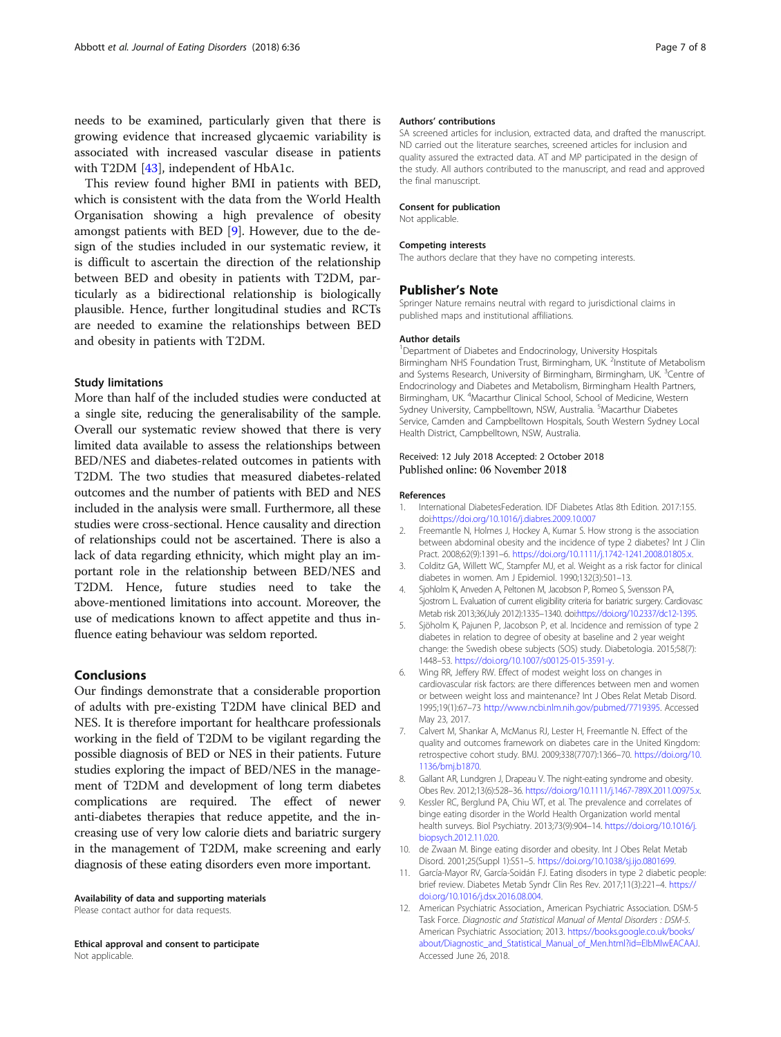needs to be examined, particularly given that there is growing evidence that increased glycaemic variability is associated with increased vascular disease in patients with T2DM [43], independent of HbA1c.

This review found higher BMI in patients with BED, which is consistent with the data from the World Health Organisation showing a high prevalence of obesity amongst patients with BED [9]. However, due to the design of the studies included in our systematic review, it is difficult to ascertain the direction of the relationship between BED and obesity in patients with T2DM, particularly as a bidirectional relationship is biologically plausible. Hence, further longitudinal studies and RCTs are needed to examine the relationships between BED and obesity in patients with T2DM.

### Study limitations

More than half of the included studies were conducted at a single site, reducing the generalisability of the sample. Overall our systematic review showed that there is very limited data available to assess the relationships between BED/NES and diabetes-related outcomes in patients with T2DM. The two studies that measured diabetes-related outcomes and the number of patients with BED and NES included in the analysis were small. Furthermore, all these studies were cross-sectional. Hence causality and direction of relationships could not be ascertained. There is also a lack of data regarding ethnicity, which might play an important role in the relationship between BED/NES and T2DM. Hence, future studies need to take the above-mentioned limitations into account. Moreover, the use of medications known to affect appetite and thus influence eating behaviour was seldom reported.

## Conclusions

Our findings demonstrate that a considerable proportion of adults with pre-existing T2DM have clinical BED and NES. It is therefore important for healthcare professionals working in the field of T2DM to be vigilant regarding the possible diagnosis of BED or NES in their patients. Future studies exploring the impact of BED/NES in the management of T2DM and development of long term diabetes complications are required. The effect of newer anti-diabetes therapies that reduce appetite, and the increasing use of very low calorie diets and bariatric surgery in the management of T2DM, make screening and early diagnosis of these eating disorders even more important.

#### Availability of data and supporting materials

Please contact author for data requests.

#### Ethical approval and consent to participate

Not applicable.

#### Authors' contributions

SA screened articles for inclusion, extracted data, and drafted the manuscript. ND carried out the literature searches, screened articles for inclusion and quality assured the extracted data. AT and MP participated in the design of the study. All authors contributed to the manuscript, and read and approved the final manuscript.

#### Consent for publication

Not applicable.

#### Competing interests

The authors declare that they have no competing interests.

### Publisher's Note

Springer Nature remains neutral with regard to jurisdictional claims in published maps and institutional affiliations.

#### Author details

[1]Department of Diabetes and Endocrinology, University Hospitals Birmingham NHS Foundation Trust, Birmingham, UK. [2]Institute of Metabolism and Systems Research, University of Birmingham, Birmingham, UK. [3]Centre of Endocrinology and Diabetes and Metabolism, Birmingham Health Partners, Birmingham, UK. [4]Macarthur Clinical School, School of Medicine, Western Sydney University, Campbelltown, NSW, Australia. [5]Macarthur Diabetes Service, Camden and Campbelltown Hospitals, South Western Sydney Local Health District, Campbelltown, NSW, Australia.

Received: 12 July 2018 Accepted: 2 October 2018
Published online: 06 November 2018

#### References

1. International DiabetesFederation. IDF Diabetes Atlas 8th Edition. 2017:155. doi:https://doi.org/10.1016/j.diabres.2009.10.007
2. Freemantle N, Holmes J, Hockey A, Kumar S. How strong is the association between abdominal obesity and the incidence of type 2 diabetes? Int J Clin Pract. 2008;62(9):1391–6. https://doi.org/10.1111/j.1742-1241.2008.01805.x.
3. Colditz GA, Willett WC, Stampfer MJ, et al. Weight as a risk factor for clinical diabetes in women. Am J Epidemiol. 1990;132(3):501–13.
4. Sjohlolm K, Anveden A, Peltonen M, Jacobson P, Romeo S, Svensson PA, Sjostrom L. Evaluation of current eligibility criteria for bariatric surgery. Cardiovasc Metab risk 2013;36(July 2012):1335–1340. doi:https://doi.org/10.2337/dc12-1395.
5. Sjöholm K, Pajunen P, Jacobson P, et al. Incidence and remission of type 2 diabetes in relation to degree of obesity at baseline and 2 year weight change: the Swedish obese subjects (SOS) study. Diabetologia. 2015;58(7): 1448–53. https://doi.org/10.1007/s00125-015-3591-y.
6. Wing RR, Jeffery RW. Effect of modest weight loss on changes in cardiovascular risk factors: are there differences between men and women or between weight loss and maintenance? Int J Obes Relat Metab Disord. 1995;19(1):67–73 http://www.ncbi.nlm.nih.gov/pubmed/7719395. Accessed May 23, 2017.
7. Calvert M, Shankar A, McManus RJ, Lester H, Freemantle N. Effect of the quality and outcomes framework on diabetes care in the United Kingdom: retrospective cohort study. BMJ. 2009;338(7707):1366–70. https://doi.org/10.1136/bmj.b1870.
8. Gallant AR, Lundgren J, Drapeau V. The night-eating syndrome and obesity. Obes Rev. 2012;13(6):528–36. https://doi.org/10.1111/j.1467-789X.2011.00975.x.
9. Kessler RC, Berglund PA, Chiu WT, et al. The prevalence and correlates of binge eating disorder in the World Health Organization world mental health surveys. Biol Psychiatry. 2013;73(9):904–14. https://doi.org/10.1016/j.biopsych.2012.11.020.
10. de Zwaan M. Binge eating disorder and obesity. Int J Obes Relat Metab Disord. 2001;25(Suppl 1):S51–5. https://doi.org/10.1038/sj.ijo.0801699.
11. García-Mayor RV, García-Soidán FJ. Eating disorders in type 2 diabetic people: brief review. Diabetes Metab Syndr Clin Res Rev. 2017;11(3):221–4. https://doi.org/10.1016/j.dsx.2016.08.004.
12. American Psychiatric Association., American Psychiatric Association. DSM-5 Task Force. *Diagnostic and Statistical Manual of Mental Disorders : DSM-5*. American Psychiatric Association; 2013. https://books.google.co.uk/books/about/Diagnostic_and_Statistical_Manual_of_Men.html?id=EIbMlwEACAAJ. Accessed June 26, 2018.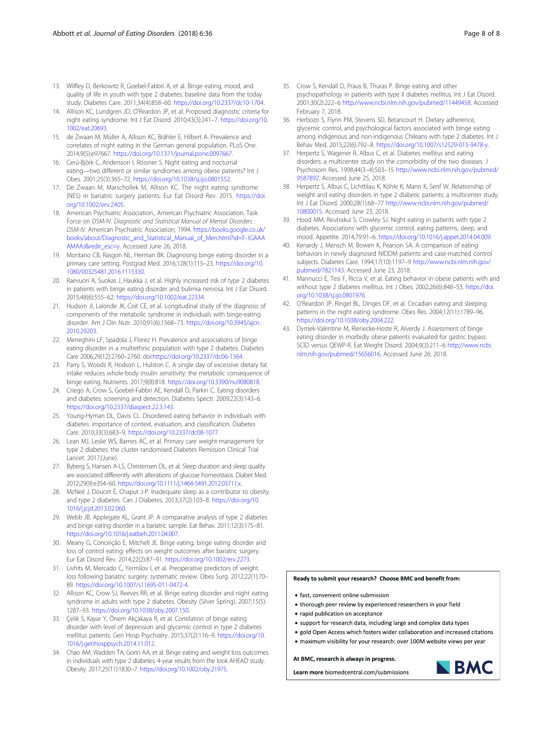13. Wilfley D, Berkowitz R, Goebel-Fabbri A, et al. Binge eating, mood, and quality of life in youth with type 2 diabetes: baseline data from the today study. Diabetes Care. 2011;34(4):858–60. https://doi.org/10.2337/dc10-1704.
14. Allison KC, Lundgren JD, O'Reardon JP, et al. Proposed diagnostic criteria for night eating syndrome. Int J Eat Disord. 2010;43(3):241–7. https://doi.org/10.1002/eat.20693.
15. de Zwaan M, Müller A, Allison KC, Brähler E, Hilbert A. Prevalence and correlates of night eating in the German general population. PLoS One. 2014;9(5):e97667. https://doi.org/10.1371/journal.pone.0097667.
16. Cerú-Björk C, Andersson I, Rössner S. Night eating and nocturnal eating—two different or similar syndromes among obese patients? Int J Obes. 2001;25(3):365–72. https://doi.org/10.1038/sj.ijo.0801552.
17. De Zwaan M, Marschollek M, Allison KC. The night eating syndrome (NES) in bariatric surgery patients. Eur Eat Disord Rev. 2015. https://doi.org/10.1002/erv.2405.
18. American Psychiatric Association., American Psychiatric Association. Task Force on DSM-IV. *Diagnostic and Statistical Manual of Mental Disorders : DSM-IV*. American Psychiatric Association; 1994. https://books.google.co.uk/books/about/Diagnostic_and_Statistical_Manual_of_Men.html?id=F-JGAAAAMAAJ&redir_esc=y. Accessed June 26, 2018.
19. Montano CB, Rasgon NL, Herman BK. Diagnosing binge eating disorder in a primary care setting. Postgrad Med. 2016;128(1):115–23. https://doi.org/10.1080/00325481.2016.1115330.
20. Raevuori A, Suokas J, Haukka J, et al. Highly increased risk of type 2 diabetes in patients with binge eating disorder and bulimia nervosa. Int J Eat Disord. 2015;48(6):555–62. https://doi.org/10.1002/eat.22334.
21. Hudson JI, Lalonde JK, Coit CE, et al. Longitudinal study of the diagnosis of components of the metabolic syndrome in individuals with binge-eating disorder. Am J Clin Nutr. 2010;91(6):1568–73. https://doi.org/10.3945/ajcn.2010.29203.
22. Meneghini LF, Spadola J, Florez H. Prevalence and associations of binge eating disorder in a multiethnic population with type 2 diabetes. Diabetes Care 2006;29(12):2760–2760. doi:https://doi.org/10.2337/dc06-1364.
23. Parry S, Woods R, Hodson L, Hulston C. A single day of excessive dietary fat intake reduces whole-body insulin sensitivity: the metabolic consequence of binge eating. Nutrients. 2017;9(8):818. https://doi.org/10.3390/nu9080818.
24. Criego A, Crow S, Goebel-Fabbri AE, Kendall D, Parkin C. Eating disorders and diabetes: screening and detection. Diabetes Spectr. 2009;22(3):143–6. https://doi.org/10.2337/diaspect.22.3.143.
25. Young-Hyman DL, Davis CL. Disordered eating behavior in individuals with diabetes: importance of context, evaluation, and classification. Diabetes Care. 2010;33(3):683–9. https://doi.org/10.2337/dc08-1077.
26. Lean MJ, Leslie WS, Barnes AC, et al. Primary care weight-management for type 2 diabetes: the cluster randomised Diabetes Remission Clinical Trial Lancet. 2017;(June).
27. Byberg S, Hansen A-LS, Christensen DL, et al. Sleep duration and sleep quality are associated differently with alterations of glucose homeostasis. Diabet Med. 2012;29(9):e354–60. https://doi.org/10.1111/j.1464-5491.2012.03711.x.
28. McNeil J, Doucet É, Chaput J-P. Inadequate sleep as a contributor to obesity and type 2 diabetes. Can J Diabetes. 2013;37(2):103–8. https://doi.org/10.1016/j.jcjd.2013.02.060.
29. Webb JB, Applegate KL, Grant JP. A comparative analysis of type 2 diabetes and binge eating disorder in a bariatric sample. Eat Behav. 2011;12(3):175–81. https://doi.org/10.1016/j.eatbeh.2011.04.007.
30. Meany G, Conceição E, Mitchell JE. Binge eating, binge eating disorder and loss of control eating: effects on weight outcomes after bariatric surgery. Eur Eat Disord Rev. 2014;22(2):87–91. https://doi.org/10.1002/erv.2273.
31. Livhits M, Mercado C, Yermilov I, et al. Preoperative predictors of weight loss following bariatric surgery: systematic review. Obes Surg. 2012;22(1):70–89. https://doi.org/10.1007/s11695-011-0472-4.
32. Allison KC, Crow SJ, Reeves RR, et al. Binge eating disorder and night eating syndrome in adults with type 2 diabetes. Obesity (Silver Spring). 2007;15(5):1287–93. https://doi.org/10.1038/oby.2007.150.
33. Çelik S, Kayar Y, Önem Akçakaya R, et al. Correlation of binge eating disorder with level of depression and glycemic control in type 2 diabetes mellitus patients. Gen Hosp Psychiatry. 2015;37(2):116–9. https://doi.org/10.1016/j.genhosppsych.2014.11.012.
34. Chao AM, Wadden TA, Gorin AA, et al. Binge eating and weight loss outcomes in individuals with type 2 diabetes: 4-year results from the look AHEAD study. Obesity. 2017;25(11):1830–7. https://doi.org/10.1002/oby.21975.
35. Crow S, Kendall D, Praus B, Thuras P. Binge eating and other psychopathology in patients with type II diabetes mellitus. Int J Eat Disord. 2001;30(2):222–6 http://www.ncbi.nlm.nih.gov/pubmed/11449458. Accessed February 7, 2018.
36. Herbozo S, Flynn PM, Stevens SD, Betancourt H. Dietary adherence, glycemic control, and psychological factors associated with binge eating among indigenous and non-indigenous Chileans with type 2 diabetes. Int J Behav Med. 2015;22(6):792–8. https://doi.org/10.1007/s12529-015-9478-y.
37. Herpertz S, Wagener R, Albus C, et al. Diabetes mellitus and eating disorders: a multicenter study on the comorbidity of the two diseases. J Psychosom Res. 1998;44(3–4):503–15 http://www.ncbi.nlm.nih.gov/pubmed/9587892. Accessed June 25, 2018.
38. Herpertz S, Albus C, Lichtblau K, Köhle K, Mann K, Senf W. Relationship of weight and eating disorders in type 2 diabetic patients: a multicenter study. Int J Eat Disord. 2000;28(1):68–77 http://www.ncbi.nlm.nih.gov/pubmed/10800015. Accessed June 23, 2018.
39. Hood MM, Reutrakul S, Crowley SJ. Night eating in patients with type 2 diabetes. Associations with glycemic control, eating patterns, sleep, and mood. Appetite. 2014;79:91–6. https://doi.org/10.1016/j.appet.2014.04.009.
40. Kenardy J, Mensch M, Bowen K, Pearson SA. A comparison of eating behaviors in newly diagnosed NIDDM patients and case-matched control subjects. Diabetes Care. 1994;17(10):1197–9 http://www.ncbi.nlm.nih.gov/pubmed/7821143. Accessed June 23, 2018.
41. Mannucci E, Tesi F, Ricca V, et al. Eating behavior in obese patients with and without type 2 diabetes mellitus. Int J Obes. 2002;26(6):848–53. https://doi.org/10.1038/sj.ijo.0801976.
42. O'Reardon JP, Ringel BL, Dinges DF, et al. Circadian eating and sleeping patterns in the night eating syndrome. Obes Res. 2004;12(11):1789–96. https://doi.org/10.1038/oby.2004.222.
43. Dymek-Valentine M, Rienecke-Hoste R, Alverdy J. Assessment of binge eating disorder in morbidly obese patients evaluated for gastric bypass: SCID versus QEWP-R. Eat Weight Disord. 2004;9(3):211–6 http://www.ncbi.nlm.nih.gov/pubmed/15656016. Accessed June 26, 2018.

**Ready to submit your research? Choose BMC and benefit from:**

- fast, convenient online submission
- thorough peer review by experienced researchers in your field
- rapid publication on acceptance
- support for research data, including large and complex data types
- gold Open Access which fosters wider collaboration and increased citations
- maximum visibility for your research: over 100M website views per year

**At BMC, research is always in progress.**

**Learn more** biomedcentral.com/submissions

BMC